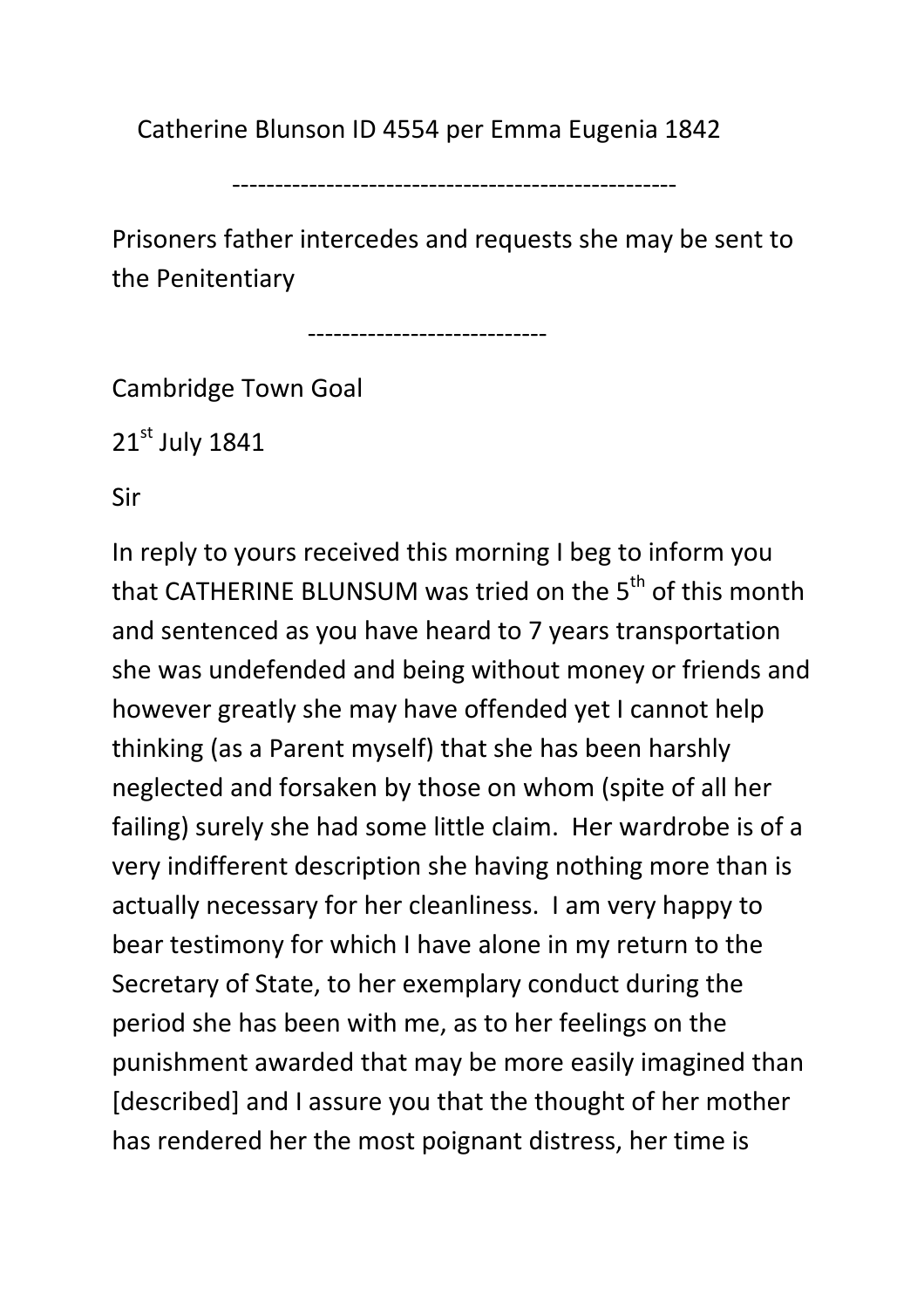Catherine Blunson ID 4554 per Emma Eugenia 1842

---

Prisoners father intercedes and requests she may be sent to the Penitentiary

---

Cambridge Town Goal

21st July 1841

Sir

In reply to yours received this morning I beg to inform you that CATHERINE BLUNSUM was tried on the 5th of this month and sentenced as you have heard to 7 years transportation she was undefended and being without money or friends and however greatly she may have offended yet I cannot help thinking (as a Parent myself) that she has been harshly neglected and forsaken by those on whom (spite of all her failing) surely she had some little claim. Her wardrobe is of a very indifferent description she having nothing more than is actually necessary for her cleanliness. I am very happy to bear testimony for which I have alone in my return to the Secretary of State, to her exemplary conduct during the period she has been with me, as to her feelings on the punishment awarded that may be more easily imagined than [described] and I assure you that the thought of her mother has rendered her the most poignant distress, her time is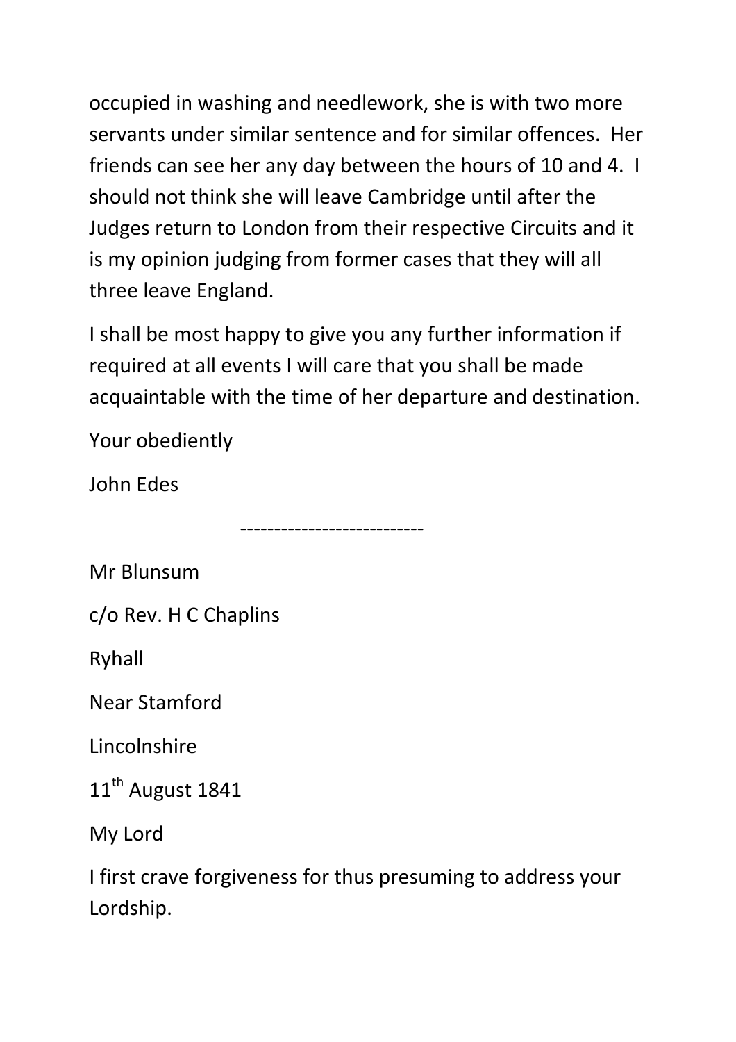occupied in washing and needlework, she is with two more servants under similar sentence and for similar offences. Her friends can see her any day between the hours of 10 and 4. I should not think she will leave Cambridge until after the Judges return to London from their respective Circuits and it is my opinion judging from former cases that they will all three leave England.

I shall be most happy to give you any further information if required at all events I will care that you shall be made acquaintable with the time of her departure and destination.

Your obediently

John Edes

---------------------------

Mr Blunsum

c/o Rev. H C Chaplins

Ryhall

Near Stamford

Lincolnshire

11th August 1841

My Lord

I first crave forgiveness for thus presuming to address your Lordship.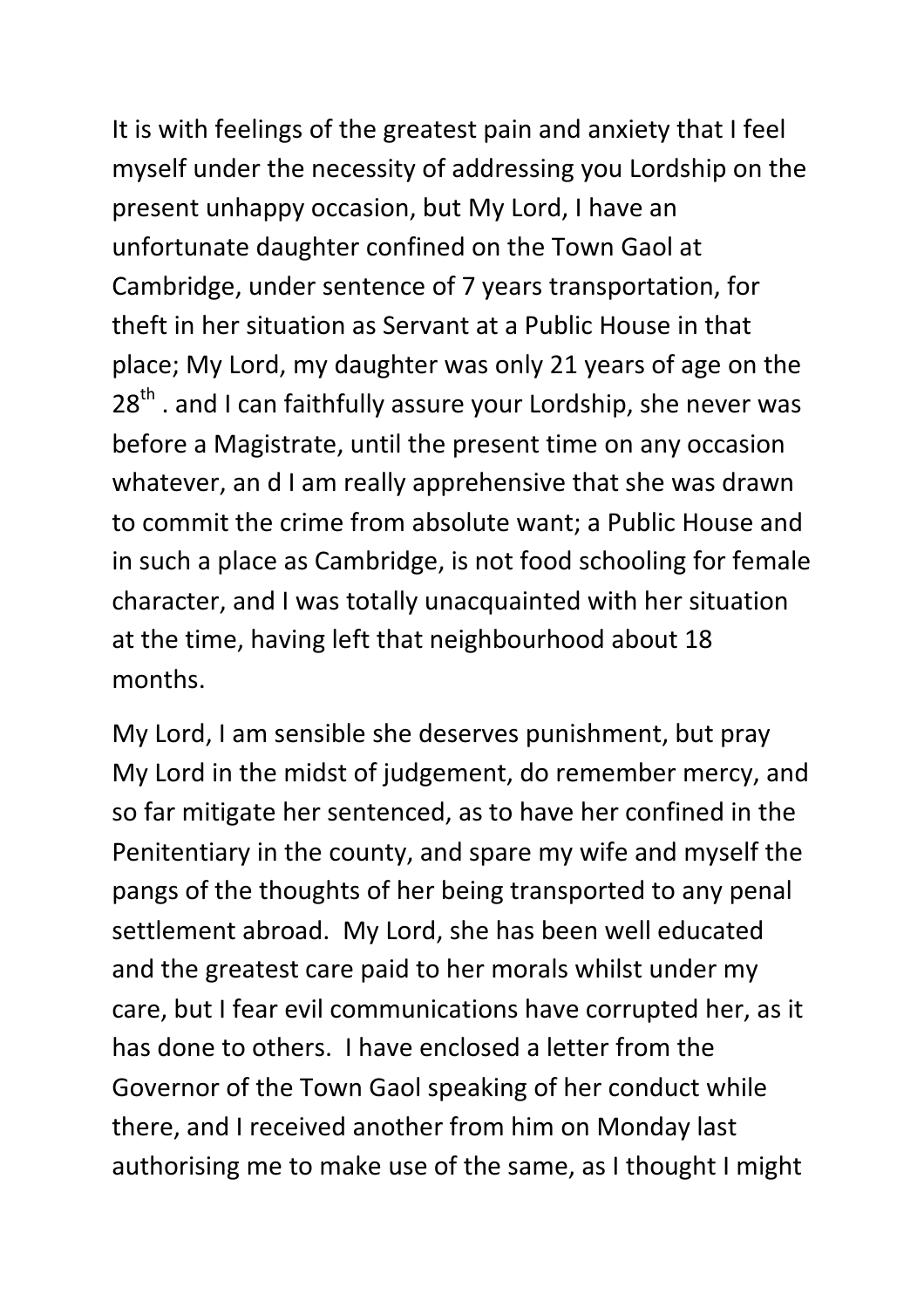It is with feelings of the greatest pain and anxiety that I feel myself under the necessity of addressing you Lordship on the present unhappy occasion, but My Lord, I have an unfortunate daughter confined on the Town Gaol at Cambridge, under sentence of 7 years transportation, for theft in her situation as Servant at a Public House in that place; My Lord, my daughter was only 21 years of age on the 28th . and I can faithfully assure your Lordship, she never was before a Magistrate, until the present time on any occasion whatever, an d I am really apprehensive that she was drawn to commit the crime from absolute want; a Public House and in such a place as Cambridge, is not food schooling for female character, and I was totally unacquainted with her situation at the time, having left that neighbourhood about 18 months.

My Lord, I am sensible she deserves punishment, but pray My Lord in the midst of judgement, do remember mercy, and so far mitigate her sentenced, as to have her confined in the Penitentiary in the county, and spare my wife and myself the pangs of the thoughts of her being transported to any penal settlement abroad. My Lord, she has been well educated and the greatest care paid to her morals whilst under my care, but I fear evil communications have corrupted her, as it has done to others. I have enclosed a letter from the Governor of the Town Gaol speaking of her conduct while there, and I received another from him on Monday last authorising me to make use of the same, as I thought I might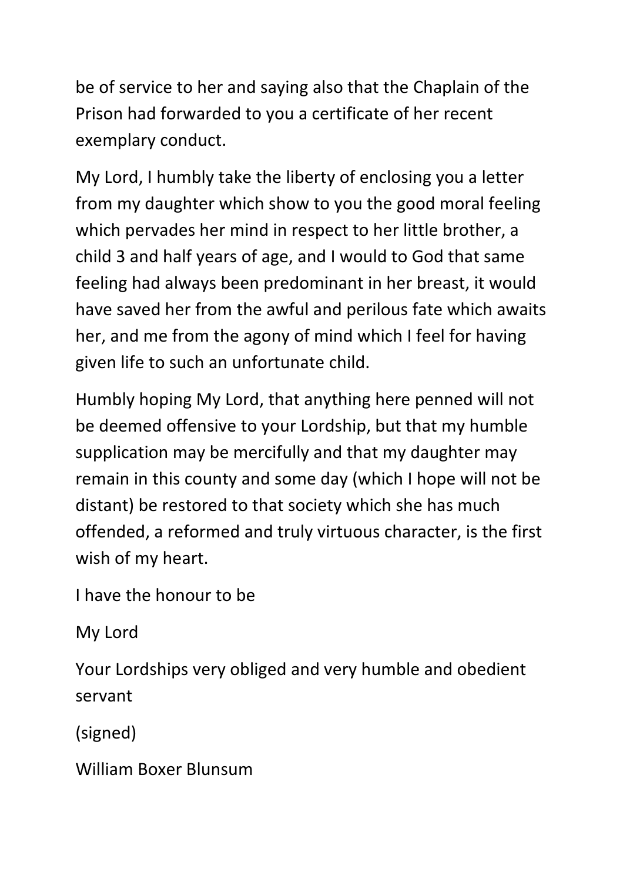be of service to her and saying also that the Chaplain of the Prison had forwarded to you a certificate of her recent exemplary conduct.

My Lord, I humbly take the liberty of enclosing you a letter from my daughter which show to you the good moral feeling which pervades her mind in respect to her little brother, a child 3 and half years of age, and I would to God that same feeling had always been predominant in her breast, it would have saved her from the awful and perilous fate which awaits her, and me from the agony of mind which I feel for having given life to such an unfortunate child.

Humbly hoping My Lord, that anything here penned will not be deemed offensive to your Lordship, but that my humble supplication may be mercifully and that my daughter may remain in this county and some day (which I hope will not be distant) be restored to that society which she has much offended, a reformed and truly virtuous character, is the first wish of my heart.

I have the honour to be

My Lord

Your Lordships very obliged and very humble and obedient servant

(signed)

William Boxer Blunsum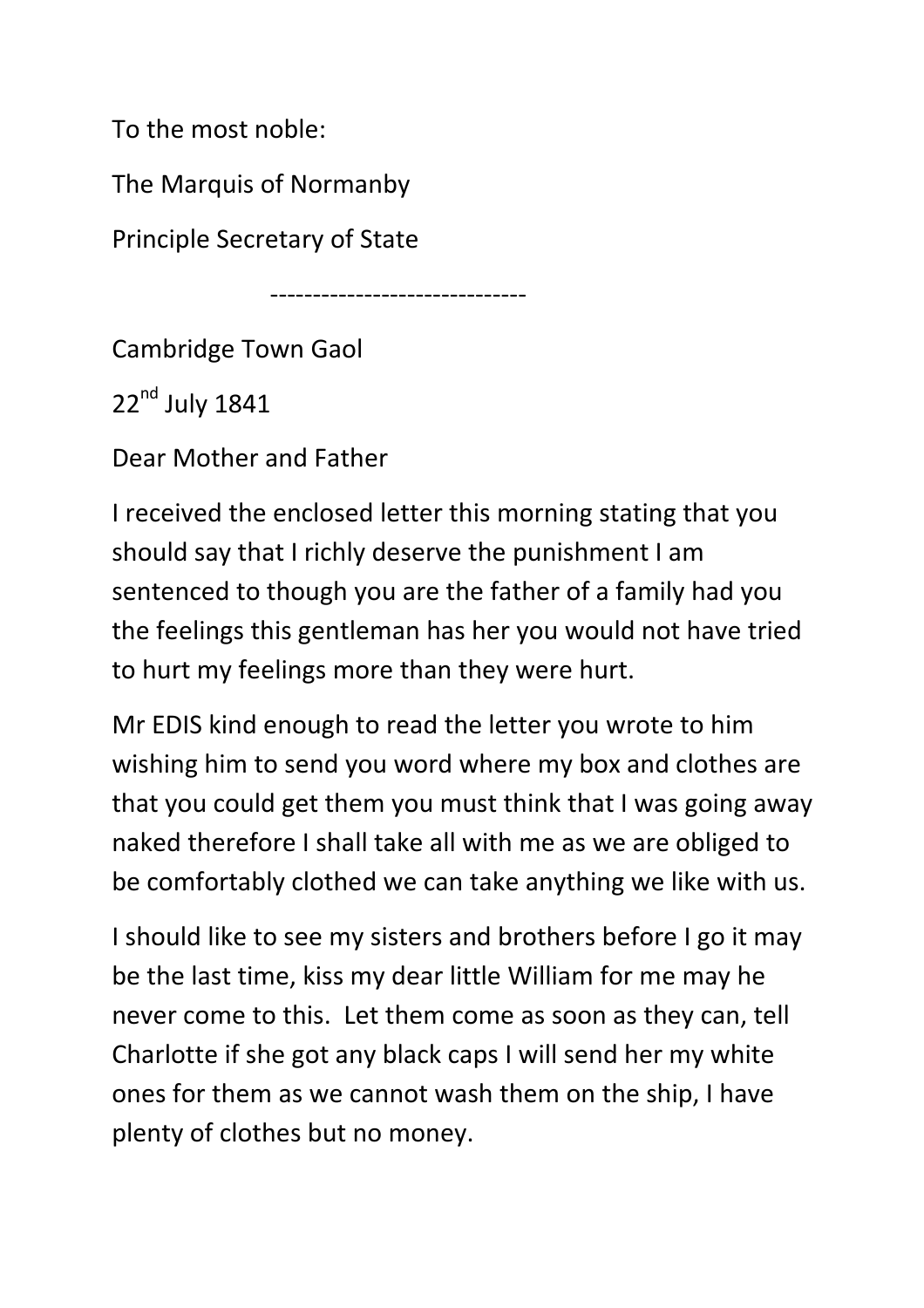To the most noble:

The Marquis of Normanby

Principle Secretary of State

------------------------------

Cambridge Town Gaol

22nd July 1841

Dear Mother and Father

I received the enclosed letter this morning stating that you should say that I richly deserve the punishment I am sentenced to though you are the father of a family had you the feelings this gentleman has her you would not have tried to hurt my feelings more than they were hurt.

Mr EDIS kind enough to read the letter you wrote to him wishing him to send you word where my box and clothes are that you could get them you must think that I was going away naked therefore I shall take all with me as we are obliged to be comfortably clothed we can take anything we like with us.

I should like to see my sisters and brothers before I go it may be the last time, kiss my dear little William for me may he never come to this. Let them come as soon as they can, tell Charlotte if she got any black caps I will send her my white ones for them as we cannot wash them on the ship, I have plenty of clothes but no money.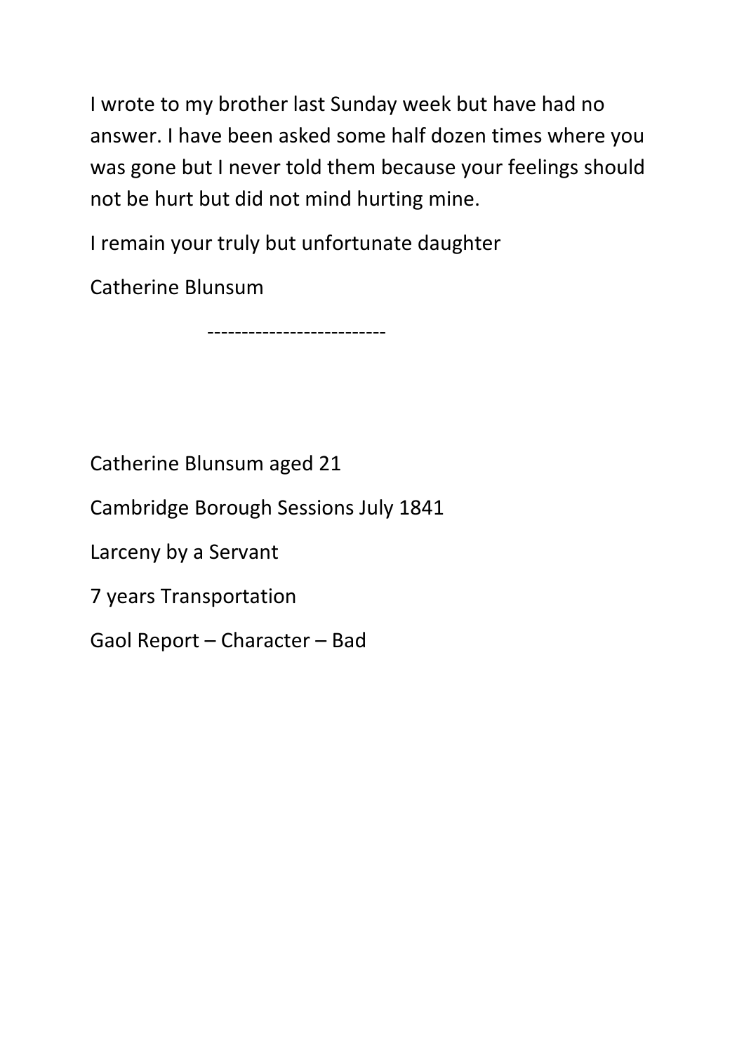I wrote to my brother last Sunday week but have had no answer. I have been asked some half dozen times where you was gone but I never told them because your feelings should not be hurt but did not mind hurting mine.

I remain your truly but unfortunate daughter

Catherine Blunsum

-------------------------

Catherine Blunsum aged 21

Cambridge Borough Sessions July 1841

Larceny by a Servant

7 years Transportation

Gaol Report – Character – Bad